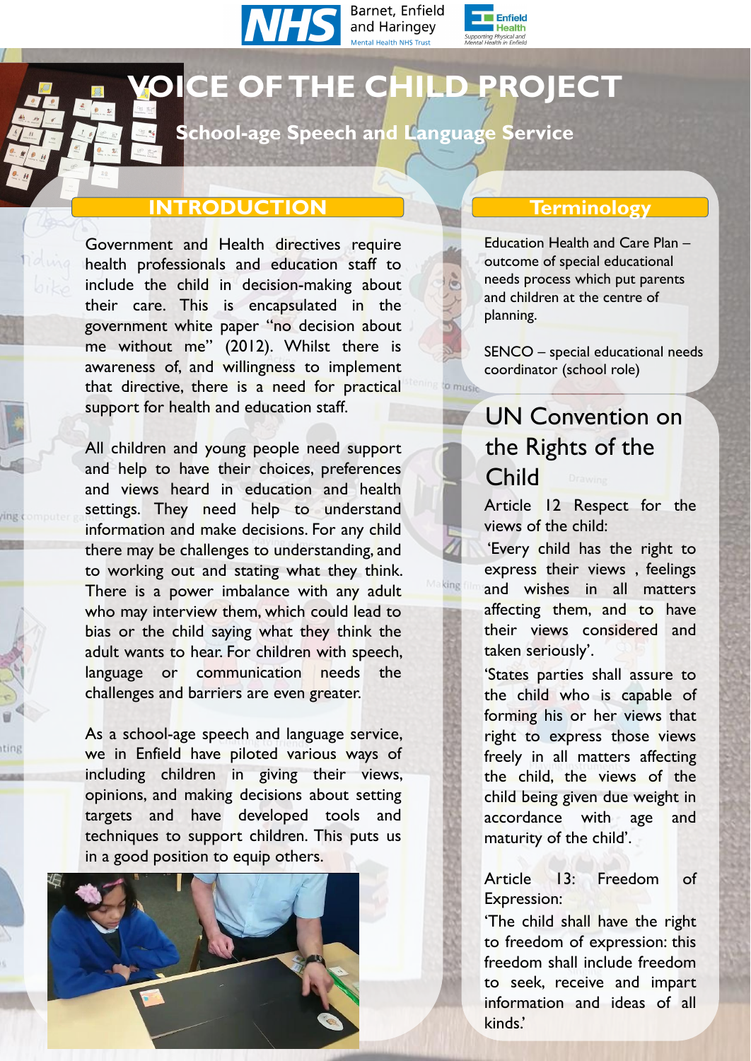# VOICE OF THE CHILD PROJECT

## School-age Speech and Language Service

## INTRODUCTION

Government and Health directives require health professionals and education staff to include the child in decision-making about their care. This is encapsulated in the government white paper "no decision about me without me" (2012). Whilst there is awareness of, and willingness to implement that directive, there is a need for practical support for health and education staff.

All children and young people need support and help to have their choices, preferences and views heard in education and health settings. They need help to understand information and make decisions. For any child there may be challenges to understanding, and to working out and stating what they think. There is a power imbalance with any adult who may interview them, which could lead to bias or the child saying what they think the adult wants to hear. For children with speech, language or communication needs the challenges and barriers are even greater.

As a school-age speech and language service, we in Enfield have piloted various ways of including children in giving their views, opinions, and making decisions about setting targets and have developed tools and techniques to support children. This puts us in a good position to equip others.

## Terminology

Education Health and Care Plan – outcome of special educational needs process which put parents and children at the centre of planning.

SENCO – special educational needs coordinator (school role)

## UN Convention on the Rights of the Child

Article 12 Respect for the views of the child:

'Every child has the right to express their views , feelings and wishes in all matters affecting them, and to have their views considered and taken seriously'.

'States parties shall assure to the child who is capable of forming his or her views that right to express those views freely in all matters affecting the child, the views of the child being given due weight in accordance with age and maturity of the child'.

Article 13: Freedom of Expression:

'The child shall have the right to freedom of expression: this freedom shall include freedom to seek, receive and impart information and ideas of all kinds.'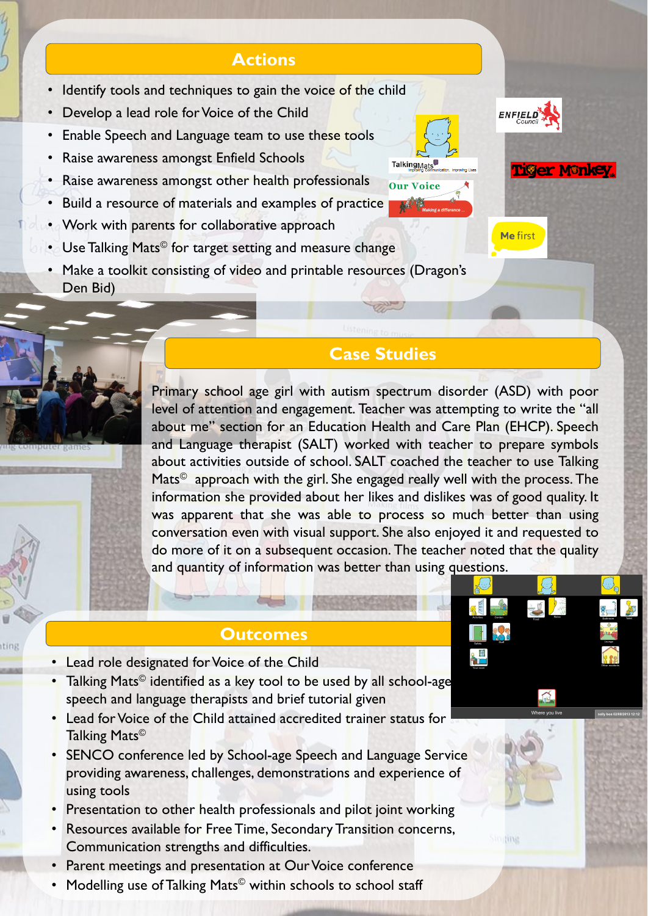## Actions

- Identify tools and techniques to gain the voice of the child
- Develop a lead role for Voice of the Child
- Enable Speech and Language team to use these tools
- Raise awareness amongst Enfield Schools
- Raise awareness amongst other health professionals
- Build a resource of materials and examples of practice
- Work with parents for collaborative approach
- Use Talking Mats© for target setting and measure change
- Make a toolkit consisting of video and printable resources (Dragon's Den Bid)

## Case Studies

Primary school age girl with autism spectrum disorder (ASD) with poor level of attention and engagement. Teacher was attempting to write the "all about me" section for an Education Health and Care Plan (EHCP). Speech and Language therapist (SALT) worked with teacher to prepare symbols about activities outside of school. SALT coached the teacher to use Talking Mats© approach with the girl. She engaged really well with the process. The information she provided about her likes and dislikes was of good quality. It was apparent that she was able to process so much better than using conversation even with visual support. She also enjoyed it and requested to do more of it on a subsequent occasion. The teacher noted that the quality and quantity of information was better than using questions.

## Outcomes

- Lead role designated for Voice of the Child
- Talking Mats© identified as a key tool to be used by all school-age speech and language therapists and brief tutorial given
- Lead for Voice of the Child attained accredited trainer status for Talking Mats©
- SENCO conference led by School-age Speech and Language Service providing awareness, challenges, demonstrations and experience of using tools
- Presentation to other health professionals and pilot joint working
- Resources available for Free Time, Secondary Transition concerns, Communication strengths and difficulties.
- Parent meetings and presentation at Our Voice conference
- Modelling use of Talking Mats© within schools to school staff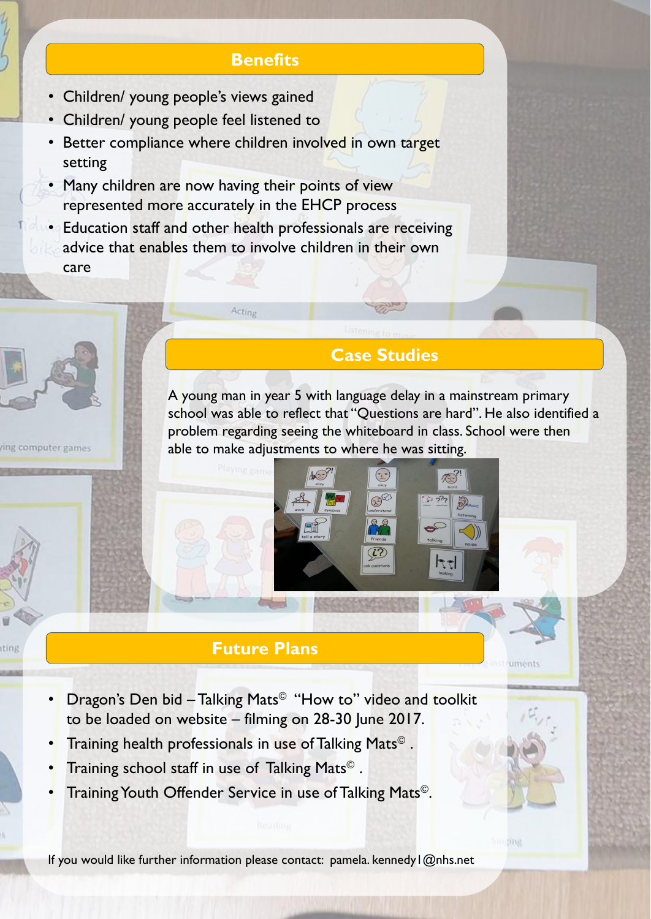## Benefits

- Children/ young people's views gained
- Children/ young people feel listened to
- Better compliance where children involved in own target setting
- Many children are now having their points of view represented more accurately in the EHCP process
- Education staff and other health professionals are receiving advice that enables them to involve children in their own care

## Case Studies

A young man in year 5 with language delay in a mainstream primary school was able to reflect that "Questions are hard". He also identified a problem regarding seeing the whiteboard in class. School were then able to make adjustments to where he was sitting.

## Future Plans

- Dragon's Den bid – Talking Mats© "How to" video and toolkit to be loaded on website – filming on 28-30 June 2017.
- Training health professionals in use of Talking Mats©.
- Training school staff in use of Talking Mats©.
- Training Youth Offender Service in use of Talking Mats©.

If you would like further information please contact: pamela.kennedy1@nhs.net